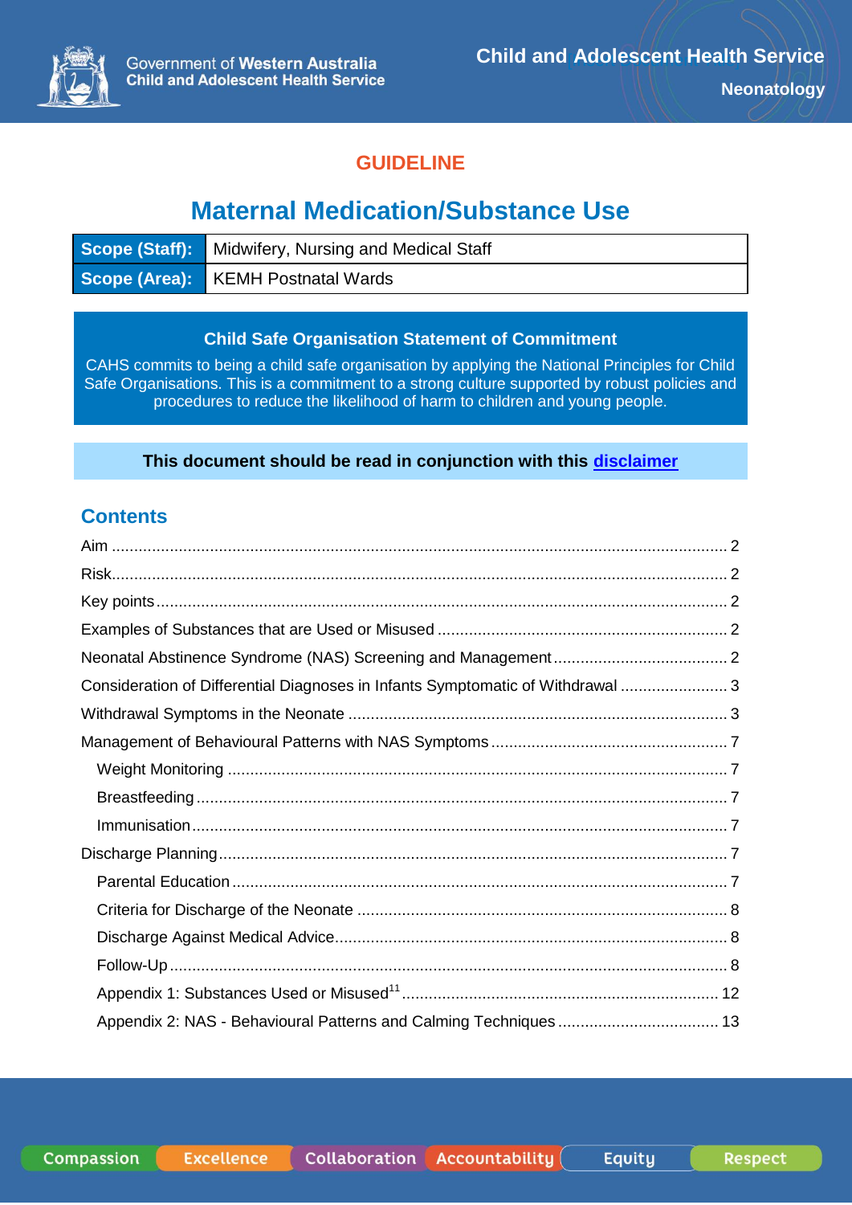Government of Western Australia
Child and Adolescent Health Service

Child and Adolescent Health Service
Neonatology

**GUIDELINE**

# Maternal Medication/Substance Use

| **Scope (Staff):** | Midwifery, Nursing and Medical Staff |
|---|---|
| **Scope (Area):** | KEMH Postnatal Wards |

**Child Safe Organisation Statement of Commitment**

CAHS commits to being a child safe organisation by applying the National Principles for Child Safe Organisations. This is a commitment to a strong culture supported by robust policies and procedures to reduce the likelihood of harm to children and young people.

**This document should be read in conjunction with this disclaimer**

## Contents

- Aim ........ 2
- Risk ........ 2
- Key points ........ 2
- Examples of Substances that are Used or Misused ........ 2
- Neonatal Abstinence Syndrome (NAS) Screening and Management ........ 2
- Consideration of Differential Diagnoses in Infants Symptomatic of Withdrawal ........ 3
- Withdrawal Symptoms in the Neonate ........ 3
- Management of Behavioural Patterns with NAS Symptoms ........ 7
  - Weight Monitoring ........ 7
  - Breastfeeding ........ 7
  - Immunisation ........ 7
- Discharge Planning ........ 7
  - Parental Education ........ 7
  - Criteria for Discharge of the Neonate ........ 8
  - Discharge Against Medical Advice ........ 8
  - Follow-Up ........ 8
  - Appendix 1: Substances Used or Misused[11] ........ 12
  - Appendix 2: NAS - Behavioural Patterns and Calming Techniques ........ 13

Compassion | Excellence | Collaboration | Accountability | Equity | Respect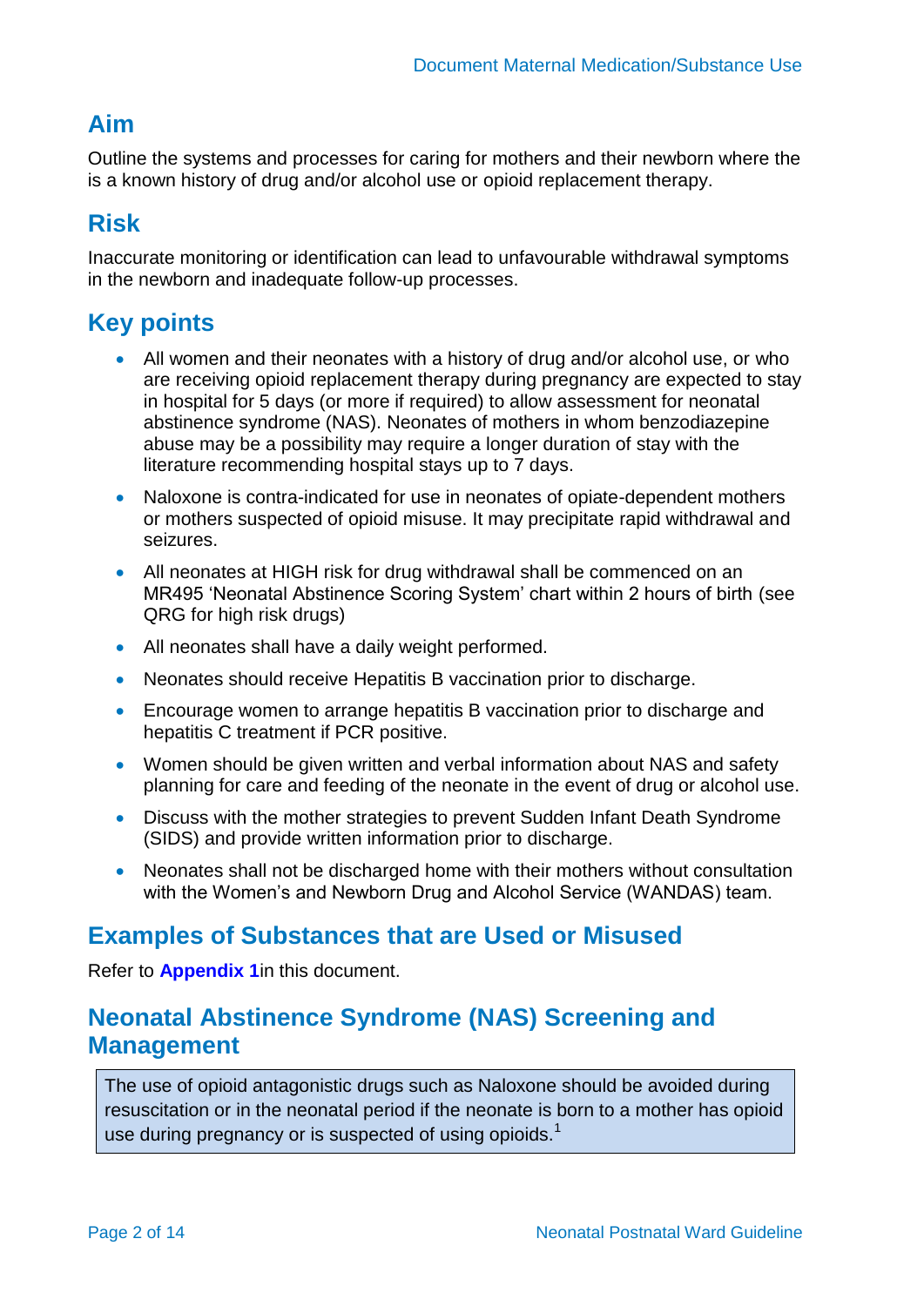## Aim

Outline the systems and processes for caring for mothers and their newborn where the is a known history of drug and/or alcohol use or opioid replacement therapy.

## Risk

Inaccurate monitoring or identification can lead to unfavourable withdrawal symptoms in the newborn and inadequate follow-up processes.

## Key points

- All women and their neonates with a history of drug and/or alcohol use, or who are receiving opioid replacement therapy during pregnancy are expected to stay in hospital for 5 days (or more if required) to allow assessment for neonatal abstinence syndrome (NAS). Neonates of mothers in whom benzodiazepine abuse may be a possibility may require a longer duration of stay with the literature recommending hospital stays up to 7 days.
- Naloxone is contra-indicated for use in neonates of opiate-dependent mothers or mothers suspected of opioid misuse. It may precipitate rapid withdrawal and seizures.
- All neonates at HIGH risk for drug withdrawal shall be commenced on an MR495 'Neonatal Abstinence Scoring System' chart within 2 hours of birth (see QRG for high risk drugs)
- All neonates shall have a daily weight performed.
- Neonates should receive Hepatitis B vaccination prior to discharge.
- Encourage women to arrange hepatitis B vaccination prior to discharge and hepatitis C treatment if PCR positive.
- Women should be given written and verbal information about NAS and safety planning for care and feeding of the neonate in the event of drug or alcohol use.
- Discuss with the mother strategies to prevent Sudden Infant Death Syndrome (SIDS) and provide written information prior to discharge.
- Neonates shall not be discharged home with their mothers without consultation with the Women's and Newborn Drug and Alcohol Service (WANDAS) team.

## Examples of Substances that are Used or Misused

Refer to **Appendix 1**in this document.

## Neonatal Abstinence Syndrome (NAS) Screening and Management

The use of opioid antagonistic drugs such as Naloxone should be avoided during resuscitation or in the neonatal period if the neonate is born to a mother has opioid use during pregnancy or is suspected of using opioids.[1]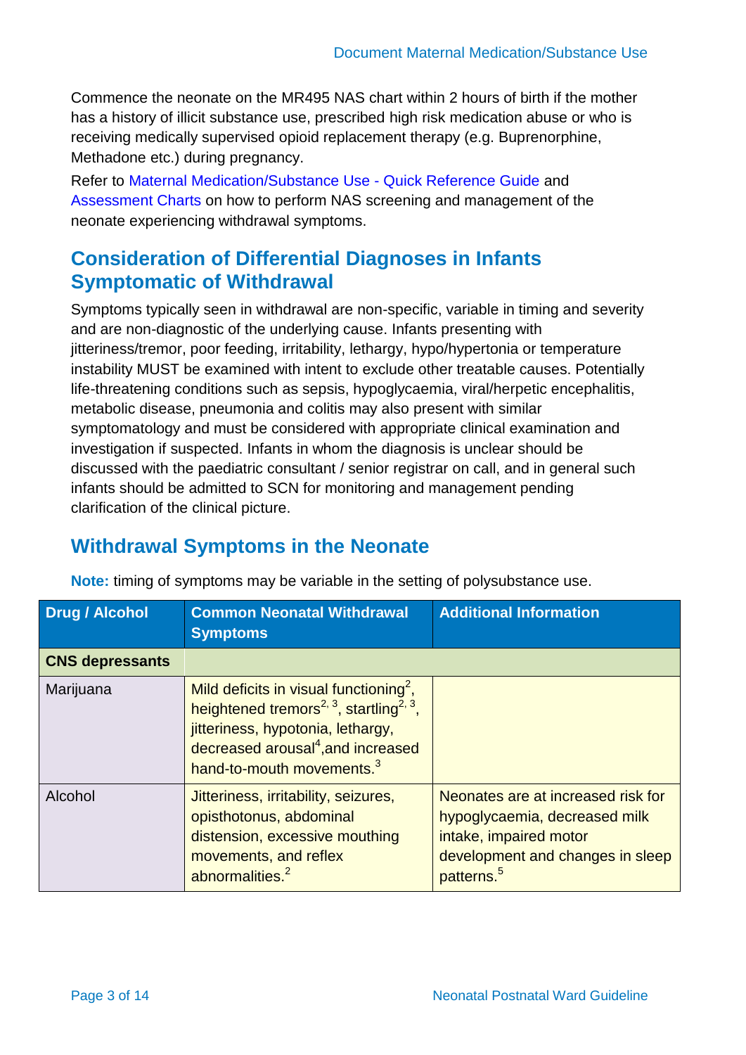Commence the neonate on the MR495 NAS chart within 2 hours of birth if the mother has a history of illicit substance use, prescribed high risk medication abuse or who is receiving medically supervised opioid replacement therapy (e.g. Buprenorphine, Methadone etc.) during pregnancy.

Refer to Maternal Medication/Substance Use - Quick Reference Guide and Assessment Charts on how to perform NAS screening and management of the neonate experiencing withdrawal symptoms.

## Consideration of Differential Diagnoses in Infants Symptomatic of Withdrawal

Symptoms typically seen in withdrawal are non-specific, variable in timing and severity and are non-diagnostic of the underlying cause. Infants presenting with jitteriness/tremor, poor feeding, irritability, lethargy, hypo/hypertonia or temperature instability MUST be examined with intent to exclude other treatable causes. Potentially life-threatening conditions such as sepsis, hypoglycaemia, viral/herpetic encephalitis, metabolic disease, pneumonia and colitis may also present with similar symptomatology and must be considered with appropriate clinical examination and investigation if suspected. Infants in whom the diagnosis is unclear should be discussed with the paediatric consultant / senior registrar on call, and in general such infants should be admitted to SCN for monitoring and management pending clarification of the clinical picture.

## Withdrawal Symptoms in the Neonate

**Note:** timing of symptoms may be variable in the setting of polysubstance use.

| Drug / Alcohol | Common Neonatal Withdrawal Symptoms | Additional Information |
|---|---|---|
| **CNS depressants** | | |
| Marijuana | Mild deficits in visual functioning[2], heightened tremors[2, 3], startling[2, 3], jitteriness, hypotonia, lethargy, decreased arousal[4],and increased hand-to-mouth movements.[3] | |
| Alcohol | Jitteriness, irritability, seizures, opisthotonus, abdominal distension, excessive mouthing movements, and reflex abnormalities.[2] | Neonates are at increased risk for hypoglycaemia, decreased milk intake, impaired motor development and changes in sleep patterns.[5] |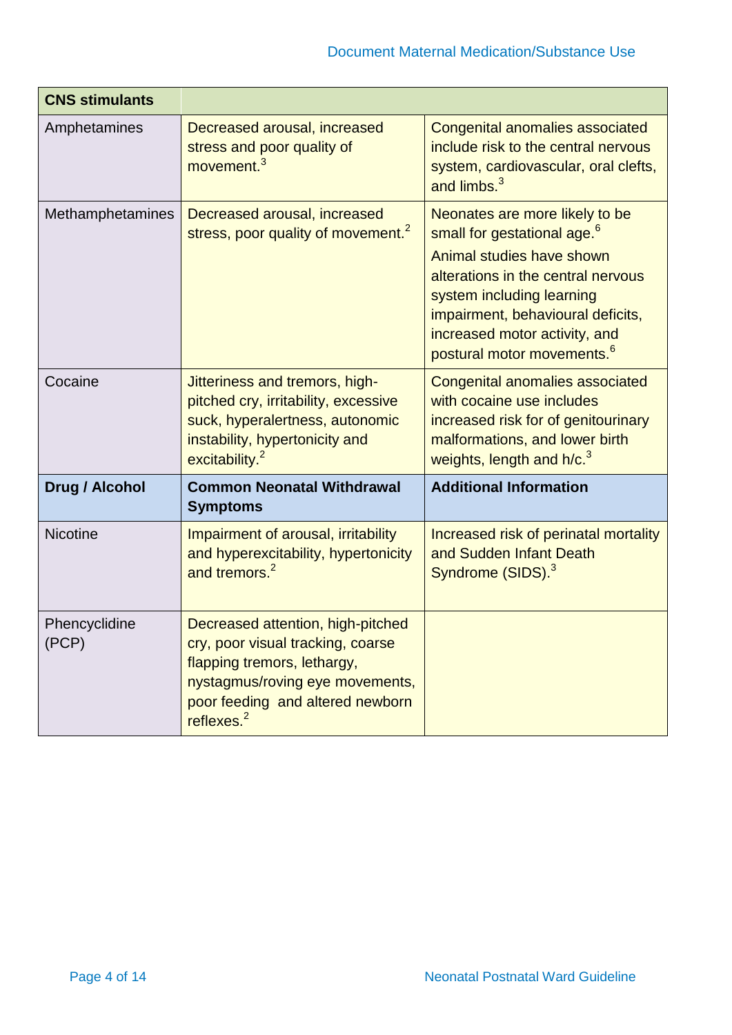| CNS stimulants | | |
|---|---|---|
| Amphetamines | Decreased arousal, increased stress and poor quality of movement.[3] | Congenital anomalies associated include risk to the central nervous system, cardiovascular, oral clefts, and limbs.[3] |
| Methamphetamines | Decreased arousal, increased stress, poor quality of movement.[2] | Neonates are more likely to be small for gestational age.[6]<br>Animal studies have shown alterations in the central nervous system including learning impairment, behavioural deficits, increased motor activity, and postural motor movements.[6] |
| Cocaine | Jitteriness and tremors, high-pitched cry, irritability, excessive suck, hyperalertness, autonomic instability, hypertonicity and excitability.[2] | Congenital anomalies associated with cocaine use includes increased risk for of genitourinary malformations, and lower birth weights, length and h/c.[3] |
| **Drug / Alcohol** | **Common Neonatal Withdrawal Symptoms** | **Additional Information** |
| Nicotine | Impairment of arousal, irritability and hyperexcitability, hypertonicity and tremors.[2] | Increased risk of perinatal mortality and Sudden Infant Death Syndrome (SIDS).[3] |
| Phencyclidine (PCP) | Decreased attention, high-pitched cry, poor visual tracking, coarse flapping tremors, lethargy, nystagmus/roving eye movements, poor feeding and altered newborn reflexes.[2] | |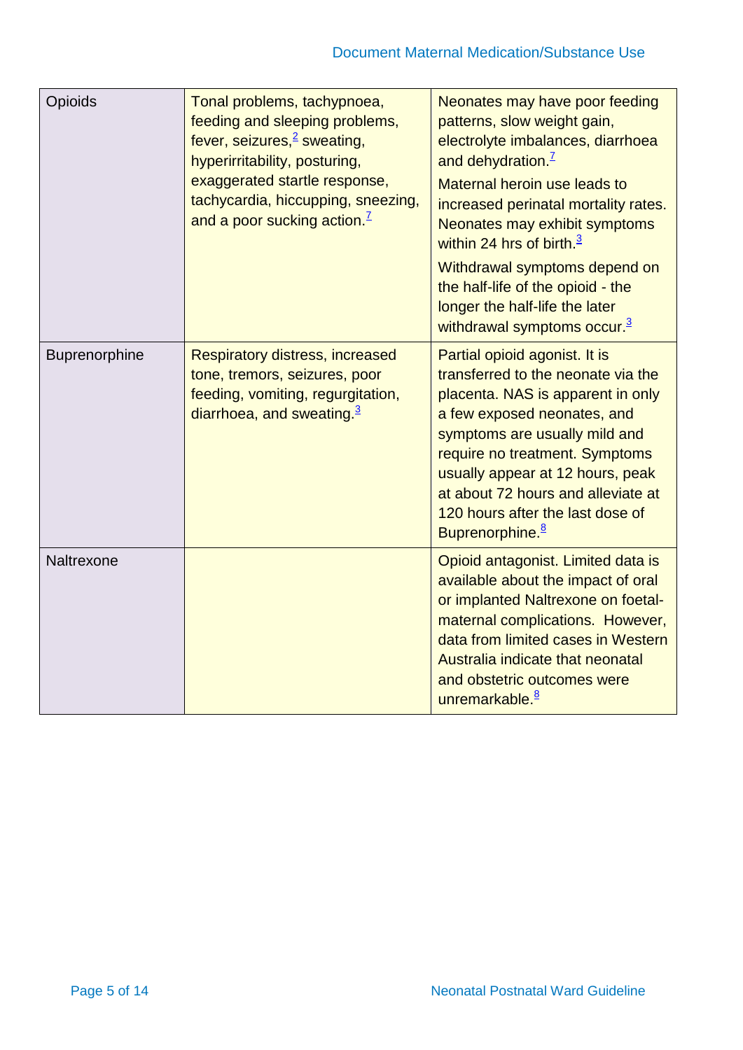| | | |
|---|---|---|
| Opioids | Tonal problems, tachypnoea, feeding and sleeping problems, fever, seizures,[2] sweating, hyperirritability, posturing, exaggerated startle response, tachycardia, hiccupping, sneezing, and a poor sucking action.[7] | Neonates may have poor feeding patterns, slow weight gain, electrolyte imbalances, diarrhoea and dehydration.[7] Maternal heroin use leads to increased perinatal mortality rates. Neonates may exhibit symptoms within 24 hrs of birth.[3] Withdrawal symptoms depend on the half-life of the opioid - the longer the half-life the later withdrawal symptoms occur.[3] |
| Buprenorphine | Respiratory distress, increased tone, tremors, seizures, poor feeding, vomiting, regurgitation, diarrhoea, and sweating.[3] | Partial opioid agonist. It is transferred to the neonate via the placenta. NAS is apparent in only a few exposed neonates, and symptoms are usually mild and require no treatment. Symptoms usually appear at 12 hours, peak at about 72 hours and alleviate at 120 hours after the last dose of Buprenorphine.[8] |
| Naltrexone | | Opioid antagonist. Limited data is available about the impact of oral or implanted Naltrexone on foetal-maternal complications. However, data from limited cases in Western Australia indicate that neonatal and obstetric outcomes were unremarkable.[8] |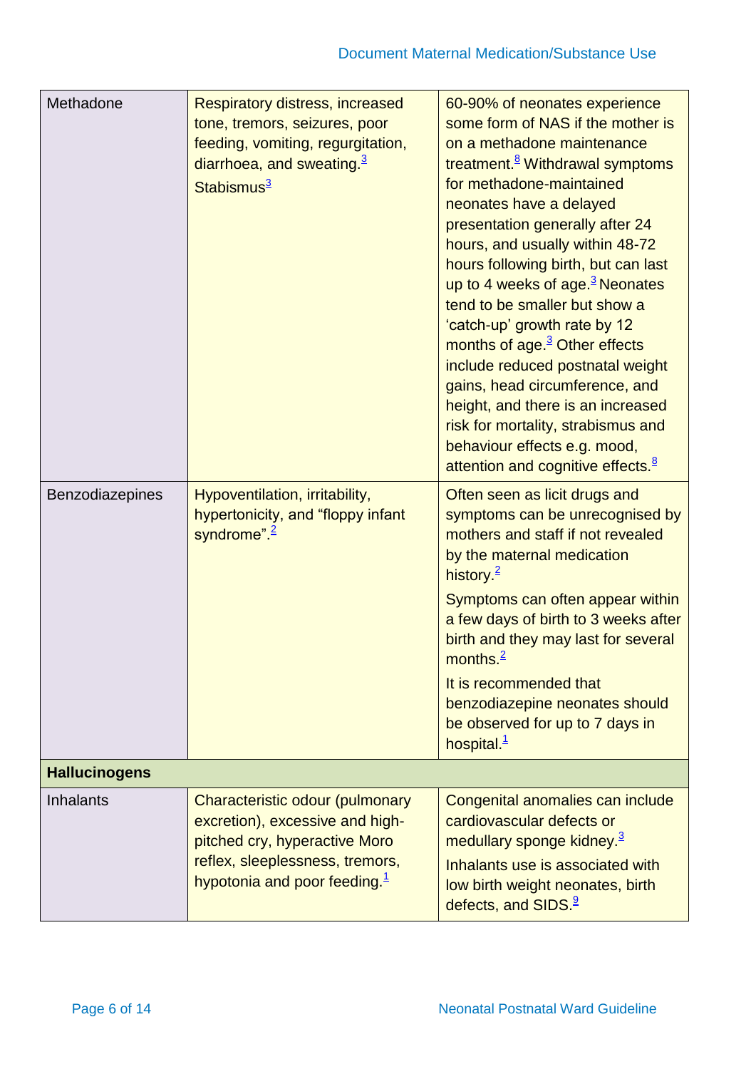| | | |
|---|---|---|
| Methadone | Respiratory distress, increased tone, tremors, seizures, poor feeding, vomiting, regurgitation, diarrhoea, and sweating.[3] Stabismus[3] | 60-90% of neonates experience some form of NAS if the mother is on a methadone maintenance treatment.[8] Withdrawal symptoms for methadone-maintained neonates have a delayed presentation generally after 24 hours, and usually within 48-72 hours following birth, but can last up to 4 weeks of age.[3] Neonates tend to be smaller but show a 'catch-up' growth rate by 12 months of age.[3] Other effects include reduced postnatal weight gains, head circumference, and height, and there is an increased risk for mortality, strabismus and behaviour effects e.g. mood, attention and cognitive effects.[8] |
| Benzodiazepines | Hypoventilation, irritability, hypertonicity, and "floppy infant syndrome".[2] | Often seen as licit drugs and symptoms can be unrecognised by mothers and staff if not revealed by the maternal medication history.[2]<br><br>Symptoms can often appear within a few days of birth to 3 weeks after birth and they may last for several months.[2]<br><br>It is recommended that benzodiazepine neonates should be observed for up to 7 days in hospital.[1] |
| **Hallucinogens** | | |
| Inhalants | Characteristic odour (pulmonary excretion), excessive and high-pitched cry, hyperactive Moro reflex, sleeplessness, tremors, hypotonia and poor feeding.[1] | Congenital anomalies can include cardiovascular defects or medullary sponge kidney.[3]<br><br>Inhalants use is associated with low birth weight neonates, birth defects, and SIDS.[9] |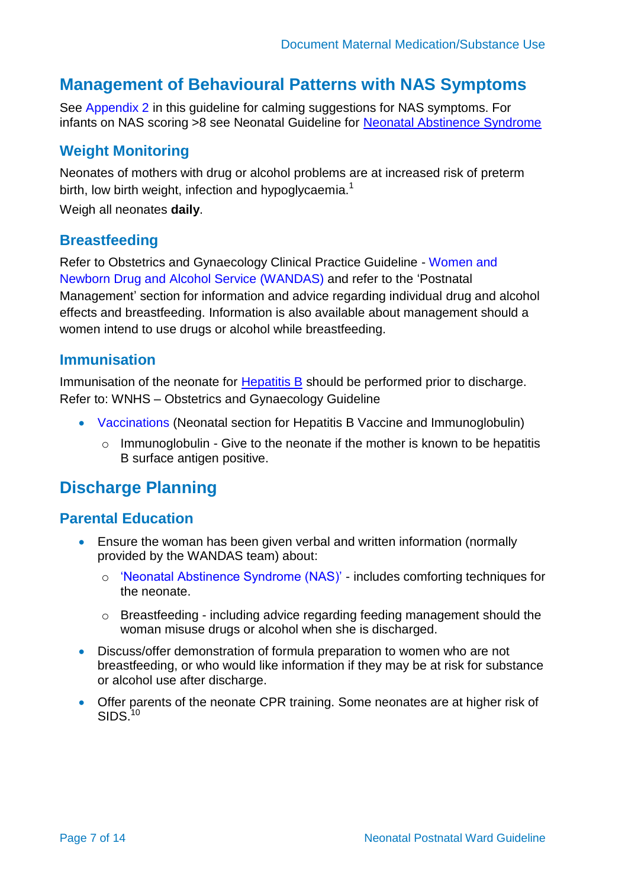## Management of Behavioural Patterns with NAS Symptoms

See Appendix 2 in this guideline for calming suggestions for NAS symptoms. For infants on NAS scoring >8 see Neonatal Guideline for Neonatal Abstinence Syndrome

### Weight Monitoring

Neonates of mothers with drug or alcohol problems are at increased risk of preterm birth, low birth weight, infection and hypoglycaemia.[1]

Weigh all neonates **daily**.

### Breastfeeding

Refer to Obstetrics and Gynaecology Clinical Practice Guideline - Women and Newborn Drug and Alcohol Service (WANDAS) and refer to the 'Postnatal Management' section for information and advice regarding individual drug and alcohol effects and breastfeeding. Information is also available about management should a women intend to use drugs or alcohol while breastfeeding.

### Immunisation

Immunisation of the neonate for Hepatitis B should be performed prior to discharge. Refer to: WNHS – Obstetrics and Gynaecology Guideline

- Vaccinations (Neonatal section for Hepatitis B Vaccine and Immunoglobulin)
  - Immunoglobulin - Give to the neonate if the mother is known to be hepatitis B surface antigen positive.

## Discharge Planning

### Parental Education

- Ensure the woman has been given verbal and written information (normally provided by the WANDAS team) about:
  - 'Neonatal Abstinence Syndrome (NAS)' - includes comforting techniques for the neonate.
  - Breastfeeding - including advice regarding feeding management should the woman misuse drugs or alcohol when she is discharged.
- Discuss/offer demonstration of formula preparation to women who are not breastfeeding, or who would like information if they may be at risk for substance or alcohol use after discharge.
- Offer parents of the neonate CPR training. Some neonates are at higher risk of SIDS.[10]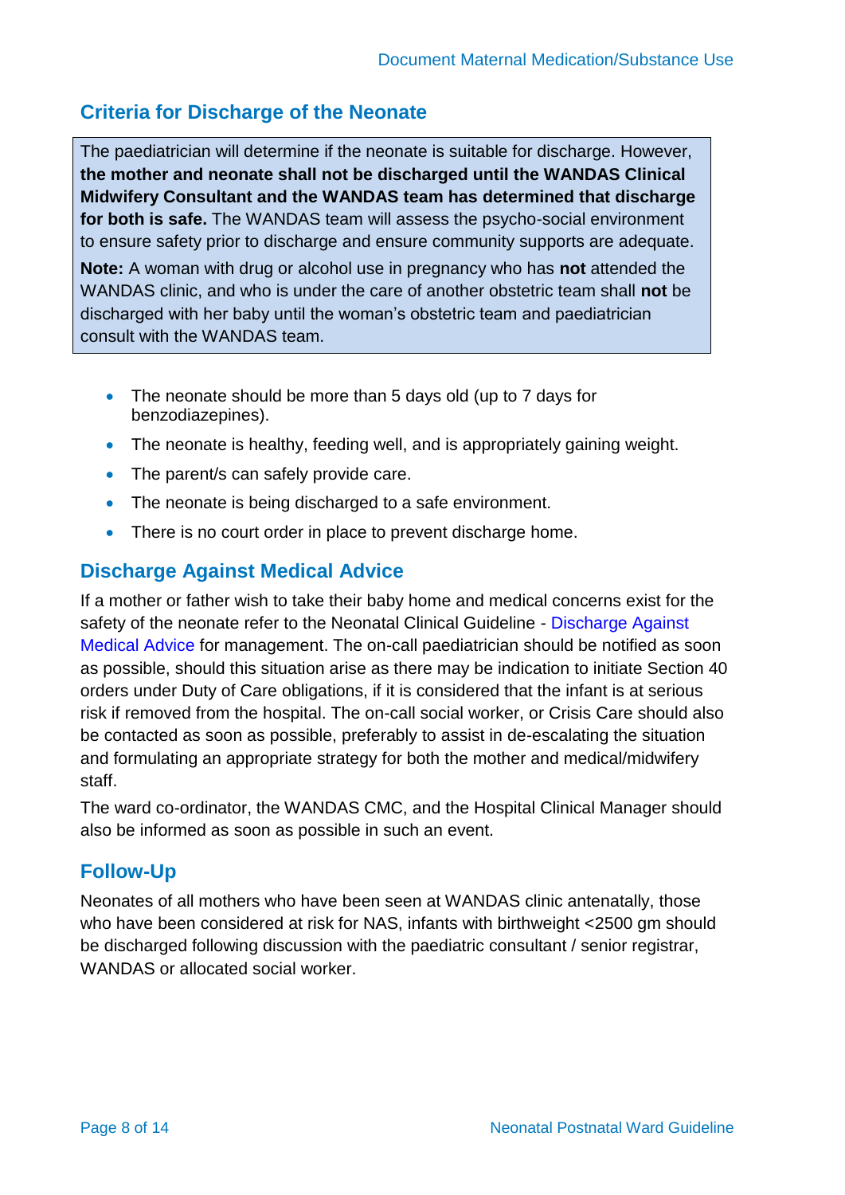## Criteria for Discharge of the Neonate

> The paediatrician will determine if the neonate is suitable for discharge. However, **the mother and neonate shall not be discharged until the WANDAS Clinical Midwifery Consultant and the WANDAS team has determined that discharge for both is safe.** The WANDAS team will assess the psycho-social environment to ensure safety prior to discharge and ensure community supports are adequate.
>
> **Note:** A woman with drug or alcohol use in pregnancy who has **not** attended the WANDAS clinic, and who is under the care of another obstetric team shall **not** be discharged with her baby until the woman's obstetric team and paediatrician consult with the WANDAS team.

- The neonate should be more than 5 days old (up to 7 days for benzodiazepines).
- The neonate is healthy, feeding well, and is appropriately gaining weight.
- The parent/s can safely provide care.
- The neonate is being discharged to a safe environment.
- There is no court order in place to prevent discharge home.

## Discharge Against Medical Advice

If a mother or father wish to take their baby home and medical concerns exist for the safety of the neonate refer to the Neonatal Clinical Guideline - Discharge Against Medical Advice for management. The on-call paediatrician should be notified as soon as possible, should this situation arise as there may be indication to initiate Section 40 orders under Duty of Care obligations, if it is considered that the infant is at serious risk if removed from the hospital. The on-call social worker, or Crisis Care should also be contacted as soon as possible, preferably to assist in de-escalating the situation and formulating an appropriate strategy for both the mother and medical/midwifery staff.

The ward co-ordinator, the WANDAS CMC, and the Hospital Clinical Manager should also be informed as soon as possible in such an event.

## Follow-Up

Neonates of all mothers who have been seen at WANDAS clinic antenatally, those who have been considered at risk for NAS, infants with birthweight <2500 gm should be discharged following discussion with the paediatric consultant / senior registrar, WANDAS or allocated social worker.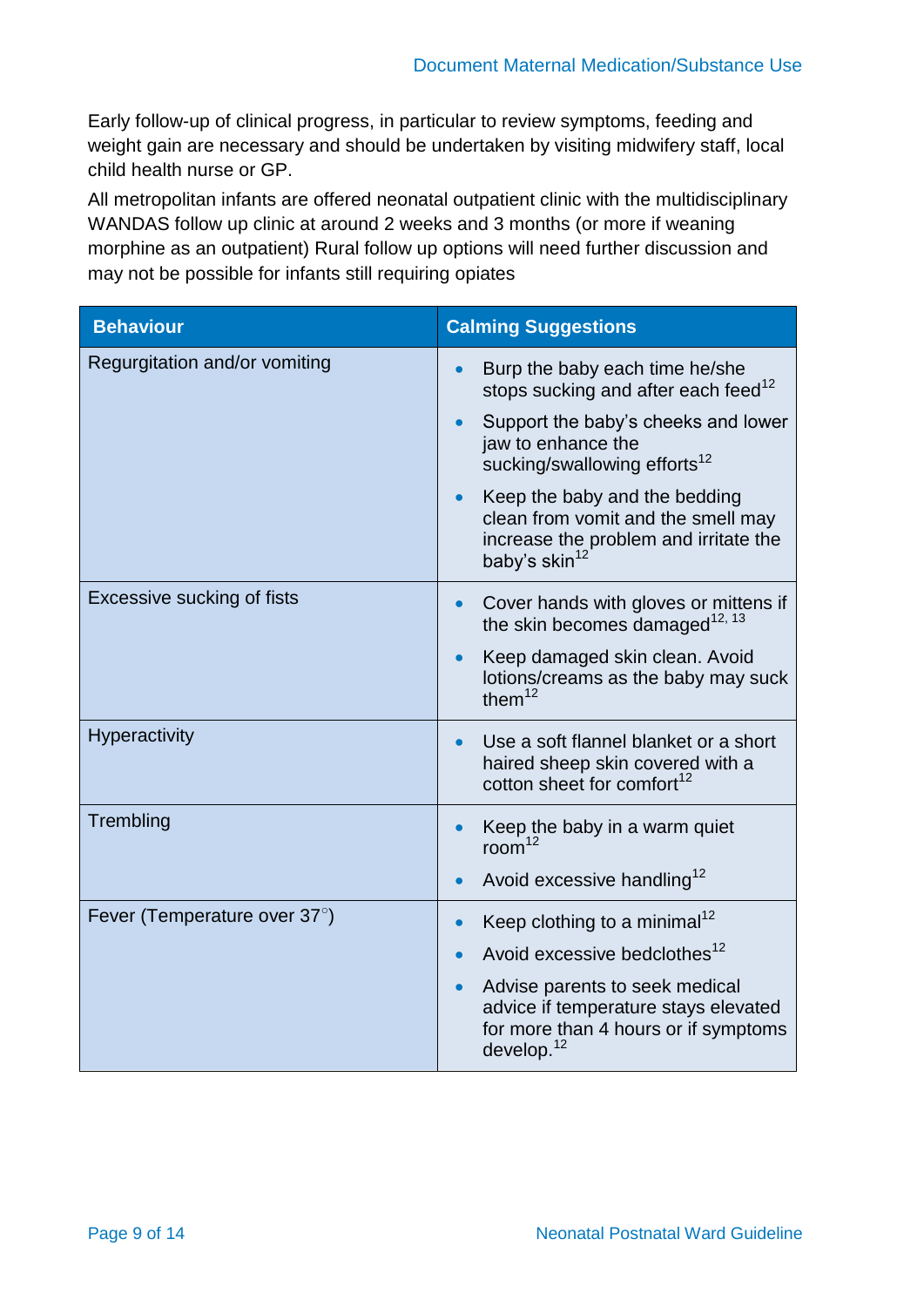Early follow-up of clinical progress, in particular to review symptoms, feeding and weight gain are necessary and should be undertaken by visiting midwifery staff, local child health nurse or GP.

All metropolitan infants are offered neonatal outpatient clinic with the multidisciplinary WANDAS follow up clinic at around 2 weeks and 3 months (or more if weaning morphine as an outpatient) Rural follow up options will need further discussion and may not be possible for infants still requiring opiates

| Behaviour | Calming Suggestions |
|---|---|
| Regurgitation and/or vomiting | • Burp the baby each time he/she stops sucking and after each feed[12]<br>• Support the baby's cheeks and lower jaw to enhance the sucking/swallowing efforts[12]<br>• Keep the baby and the bedding clean from vomit and the smell may increase the problem and irritate the baby's skin[12] |
| Excessive sucking of fists | • Cover hands with gloves or mittens if the skin becomes damaged[12, 13]<br>• Keep damaged skin clean. Avoid lotions/creams as the baby may suck them[12] |
| Hyperactivity | • Use a soft flannel blanket or a short haired sheep skin covered with a cotton sheet for comfort[12] |
| Trembling | • Keep the baby in a warm quiet room[12]<br>• Avoid excessive handling[12] |
| Fever (Temperature over 37°) | • Keep clothing to a minimal[12]<br>• Avoid excessive bedclothes[12]<br>• Advise parents to seek medical advice if temperature stays elevated for more than 4 hours or if symptoms develop.[12] |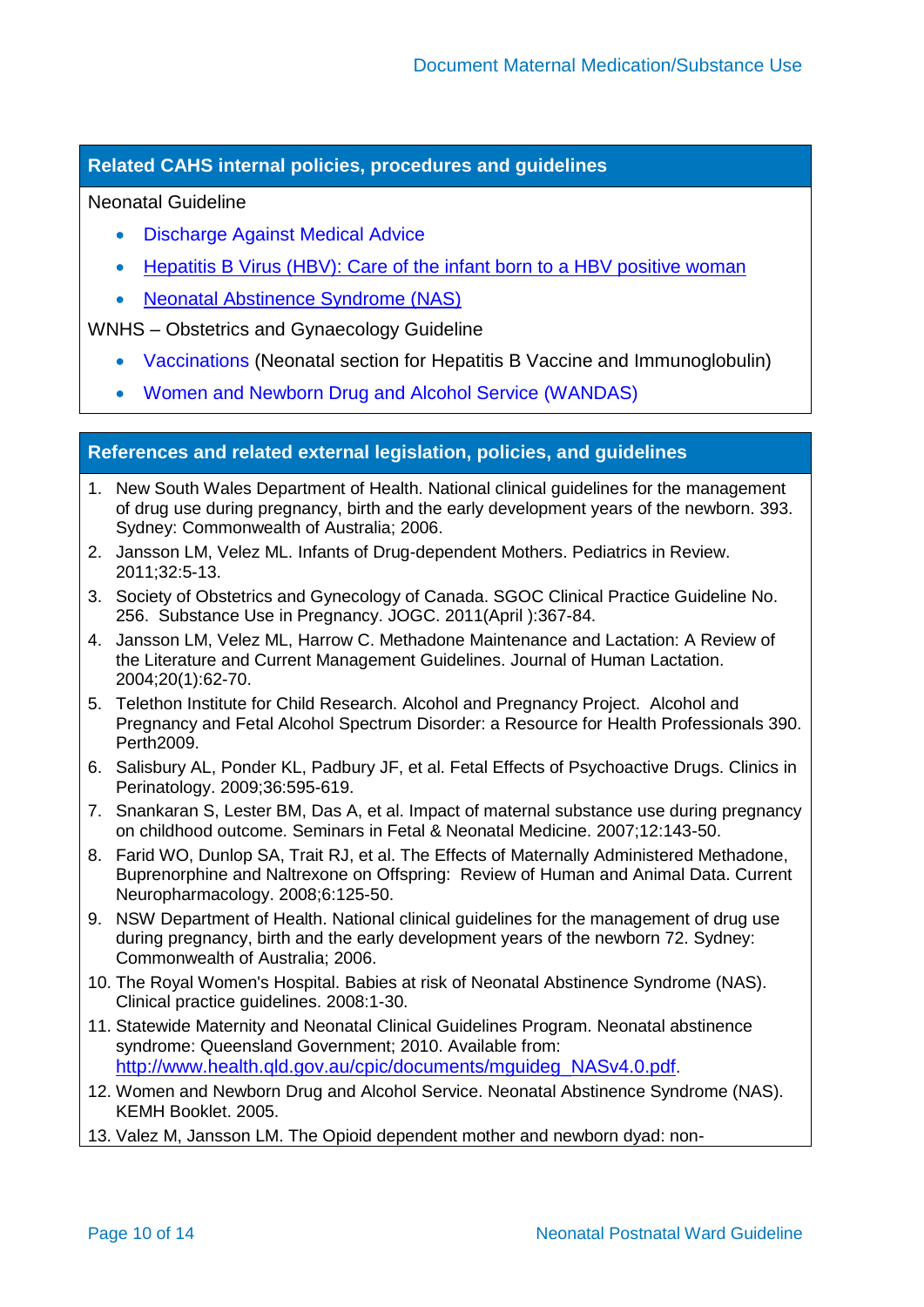## Related CAHS internal policies, procedures and guidelines

Neonatal Guideline

- Discharge Against Medical Advice
- Hepatitis B Virus (HBV): Care of the infant born to a HBV positive woman
- Neonatal Abstinence Syndrome (NAS)

WNHS – Obstetrics and Gynaecology Guideline

- Vaccinations (Neonatal section for Hepatitis B Vaccine and Immunoglobulin)
- Women and Newborn Drug and Alcohol Service (WANDAS)

## References and related external legislation, policies, and guidelines

1. New South Wales Department of Health. National clinical guidelines for the management of drug use during pregnancy, birth and the early development years of the newborn. 393. Sydney: Commonwealth of Australia; 2006.
2. Jansson LM, Velez ML. Infants of Drug-dependent Mothers. Pediatrics in Review. 2011;32:5-13.
3. Society of Obstetrics and Gynecology of Canada. SGOC Clinical Practice Guideline No. 256. Substance Use in Pregnancy. JOGC. 2011(April ):367-84.
4. Jansson LM, Velez ML, Harrow C. Methadone Maintenance and Lactation: A Review of the Literature and Current Management Guidelines. Journal of Human Lactation. 2004;20(1):62-70.
5. Telethon Institute for Child Research. Alcohol and Pregnancy Project. Alcohol and Pregnancy and Fetal Alcohol Spectrum Disorder: a Resource for Health Professionals 390. Perth2009.
6. Salisbury AL, Ponder KL, Padbury JF, et al. Fetal Effects of Psychoactive Drugs. Clinics in Perinatology. 2009;36:595-619.
7. Snankaran S, Lester BM, Das A, et al. Impact of maternal substance use during pregnancy on childhood outcome. Seminars in Fetal & Neonatal Medicine. 2007;12:143-50.
8. Farid WO, Dunlop SA, Trait RJ, et al. The Effects of Maternally Administered Methadone, Buprenorphine and Naltrexone on Offspring: Review of Human and Animal Data. Current Neuropharmacology. 2008;6:125-50.
9. NSW Department of Health. National clinical guidelines for the management of drug use during pregnancy, birth and the early development years of the newborn 72. Sydney: Commonwealth of Australia; 2006.
10. The Royal Women's Hospital. Babies at risk of Neonatal Abstinence Syndrome (NAS). Clinical practice guidelines. 2008:1-30.
11. Statewide Maternity and Neonatal Clinical Guidelines Program. Neonatal abstinence syndrome: Queensland Government; 2010. Available from: http://www.health.qld.gov.au/cpic/documents/mguideg_NASv4.0.pdf.
12. Women and Newborn Drug and Alcohol Service. Neonatal Abstinence Syndrome (NAS). KEMH Booklet. 2005.
13. Valez M, Jansson LM. The Opioid dependent mother and newborn dyad: non-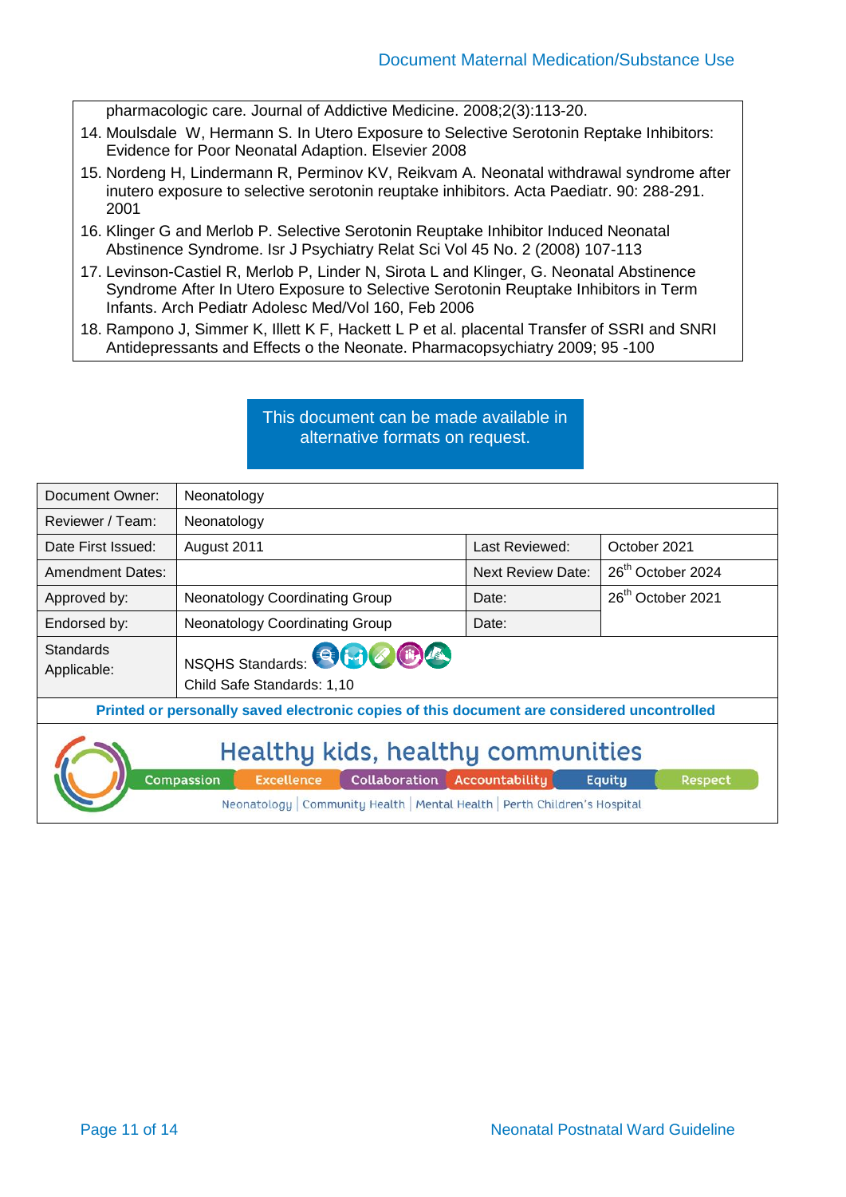pharmacologic care. Journal of Addictive Medicine. 2008;2(3):113-20.

14. Moulsdale W, Hermann S. In Utero Exposure to Selective Serotonin Reptake Inhibitors: Evidence for Poor Neonatal Adaption. Elsevier 2008
15. Nordeng H, Lindermann R, Perminov KV, Reikvam A. Neonatal withdrawal syndrome after inutero exposure to selective serotonin reuptake inhibitors. Acta Paediatr. 90: 288-291. 2001
16. Klinger G and Merlob P. Selective Serotonin Reuptake Inhibitor Induced Neonatal Abstinence Syndrome. Isr J Psychiatry Relat Sci Vol 45 No. 2 (2008) 107-113
17. Levinson-Castiel R, Merlob P, Linder N, Sirota L and Klinger, G. Neonatal Abstinence Syndrome After In Utero Exposure to Selective Serotonin Reuptake Inhibitors in Term Infants. Arch Pediatr Adolesc Med/Vol 160, Feb 2006
18. Rampono J, Simmer K, Illett K F, Hackett L P et al. placental Transfer of SSRI and SNRI Antidepressants and Effects o the Neonate. Pharmacopsychiatry 2009; 95 -100

This document can be made available in alternative formats on request.

| Document Owner: | Neonatology | | |
|---|---|---|---|
| Reviewer / Team: | Neonatology | | |
| Date First Issued: | August 2011 | Last Reviewed: | October 2021 |
| Amendment Dates: | | Next Review Date: | 26th October 2024 |
| Approved by: | Neonatology Coordinating Group | Date: | 26th October 2021 |
| Endorsed by: | Neonatology Coordinating Group | Date: | |
| Standards Applicable: | NSQHS Standards: Child Safe Standards: 1,10 | | |

**Printed or personally saved electronic copies of this document are considered uncontrolled**

Healthy kids, healthy communities

Compassion | Excellence | Collaboration | Accountability | Equity | Respect

Neonatology | Community Health | Mental Health | Perth Children's Hospital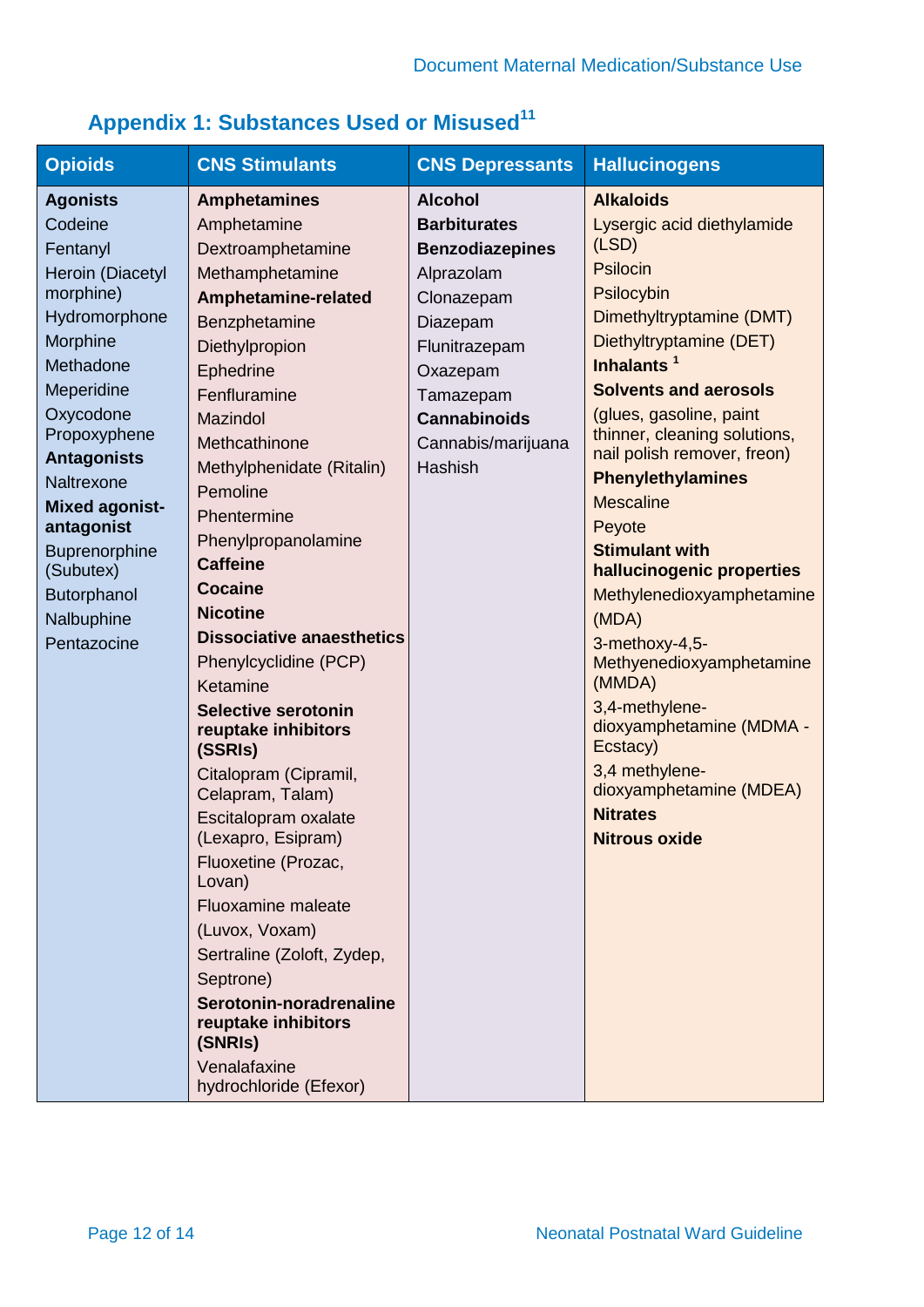## Appendix 1: Substances Used or Misused[11]

| Opioids | CNS Stimulants | CNS Depressants | Hallucinogens |
|---|---|---|---|
| **Agonists** | **Amphetamines** | **Alcohol** | **Alkaloids** |
| Codeine | Amphetamine | **Barbiturates** | Lysergic acid diethylamide (LSD) |
| Fentanyl | Dextroamphetamine | **Benzodiazepines** | Psilocin |
| Heroin (Diacetyl morphine) | Methamphetamine | Alprazolam | Psilocybin |
| Hydromorphone | **Amphetamine-related** | Clonazepam | Dimethyltryptamine (DMT) |
| Morphine | Benzphetamine | Diazepam | Diethyltryptamine (DET) |
| Methadone | Diethylpropion | Flunitrazepam | **Inhalants** [1] |
| Meperidine | Ephedrine | Oxazepam | **Solvents and aerosols** |
| Oxycodone | Fenfluramine | Tamazepam | (glues, gasoline, paint thinner, cleaning solutions, nail polish remover, freon) |
| Propoxyphene | Mazindol | **Cannabinoids** | **Phenylethylamines** |
| **Antagonists** | Methcathinone | Cannabis/marijuana | Mescaline |
| Naltrexone | Methylphenidate (Ritalin) | Hashish | Peyote |
| **Mixed agonist-antagonist** | Pemoline | | **Stimulant with hallucinogenic properties** |
| Buprenorphine (Subutex) | Phentermine | | Methylenedioxyamphetamine (MDA) |
| Butorphanol | Phenylpropanolamine | | 3-methoxy-4,5-Methyenedioxyamphetamine (MMDA) |
| Nalbuphine | **Caffeine** | | 3,4-methylene-dioxyamphetamine (MDMA - Ecstacy) |
| Pentazocine | **Cocaine** | | 3,4 methylene-dioxyamphetamine (MDEA) |
| | **Nicotine** | | **Nitrates** |
| | **Dissociative anaesthetics** | | **Nitrous oxide** |
| | Phenylcyclidine (PCP) | | |
| | Ketamine | | |
| | **Selective serotonin reuptake inhibitors (SSRIs)** | | |
| | Citalopram (Cipramil, Celapram, Talam) | | |
| | Escitalopram oxalate (Lexapro, Esipram) | | |
| | Fluoxetine (Prozac, Lovan) | | |
| | Fluoxamine maleate (Luvox, Voxam) | | |
| | Sertraline (Zoloft, Zydep, Septrone) | | |
| | **Serotonin-noradrenaline reuptake inhibitors (SNRIs)** | | |
| | Venalafaxine hydrochloride (Efexor) | | |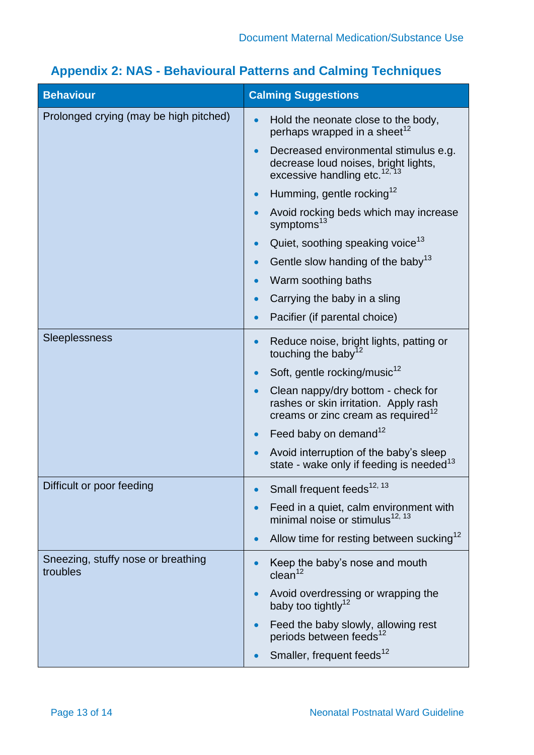## Appendix 2: NAS - Behavioural Patterns and Calming Techniques

| Behaviour | Calming Suggestions |
|---|---|
| Prolonged crying (may be high pitched) | • Hold the neonate close to the body, perhaps wrapped in a sheet[12]<br>• Decreased environmental stimulus e.g. decrease loud noises, bright lights, excessive handling etc.[12, 13]<br>• Humming, gentle rocking[12]<br>• Avoid rocking beds which may increase symptoms[13]<br>• Quiet, soothing speaking voice[13]<br>• Gentle slow handing of the baby[13]<br>• Warm soothing baths<br>• Carrying the baby in a sling<br>• Pacifier (if parental choice) |
| Sleeplessness | • Reduce noise, bright lights, patting or touching the baby[12]<br>• Soft, gentle rocking/music[12]<br>• Clean nappy/dry bottom - check for rashes or skin irritation. Apply rash creams or zinc cream as required[12]<br>• Feed baby on demand[12]<br>• Avoid interruption of the baby's sleep state - wake only if feeding is needed[13] |
| Difficult or poor feeding | • Small frequent feeds[12, 13]<br>• Feed in a quiet, calm environment with minimal noise or stimulus[12, 13]<br>• Allow time for resting between sucking[12] |
| Sneezing, stuffy nose or breathing troubles | • Keep the baby's nose and mouth clean[12]<br>• Avoid overdressing or wrapping the baby too tightly[12]<br>• Feed the baby slowly, allowing rest periods between feeds[12]<br>• Smaller, frequent feeds[12] |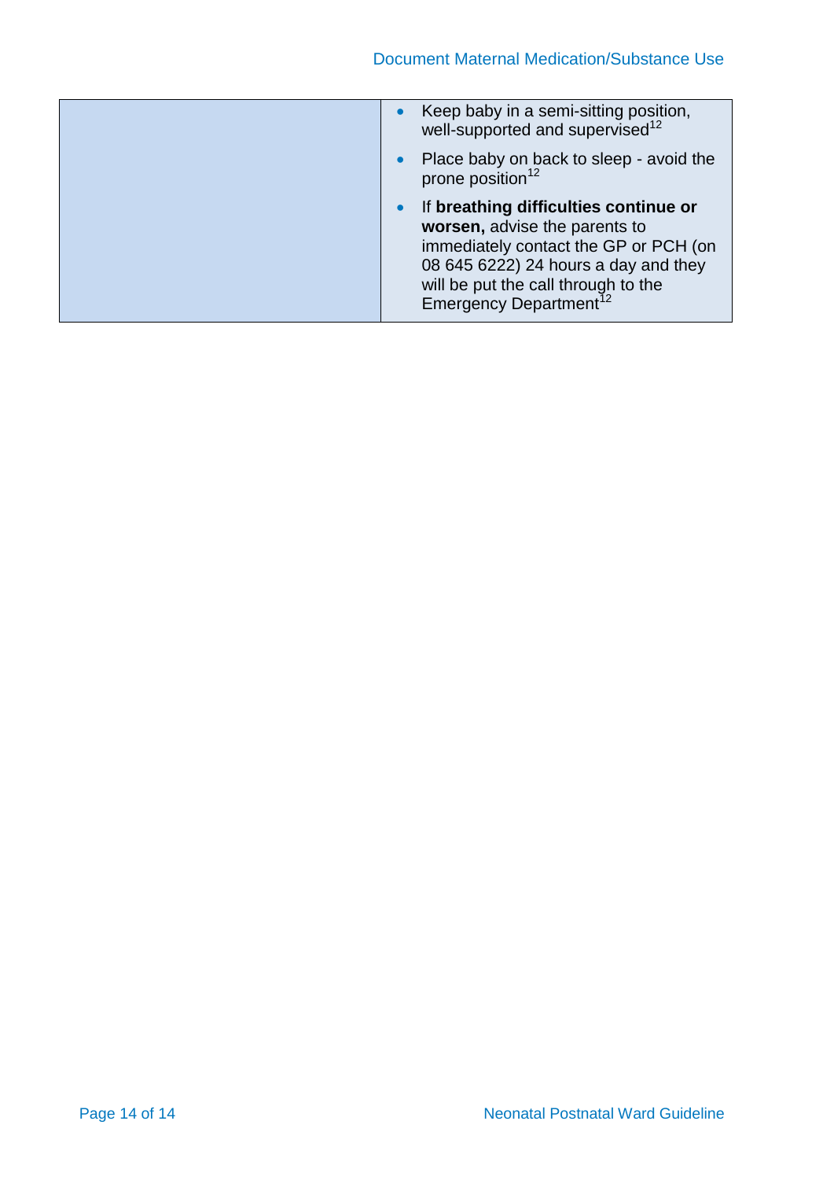| | |
|---|---|
| | • Keep baby in a semi-sitting position, well-supported and supervised[12] <br> • Place baby on back to sleep - avoid the prone position[12] <br> • If **breathing difficulties continue or worsen,** advise the parents to immediately contact the GP or PCH (on 08 645 6222) 24 hours a day and they will be put the call through to the Emergency Department[12] |